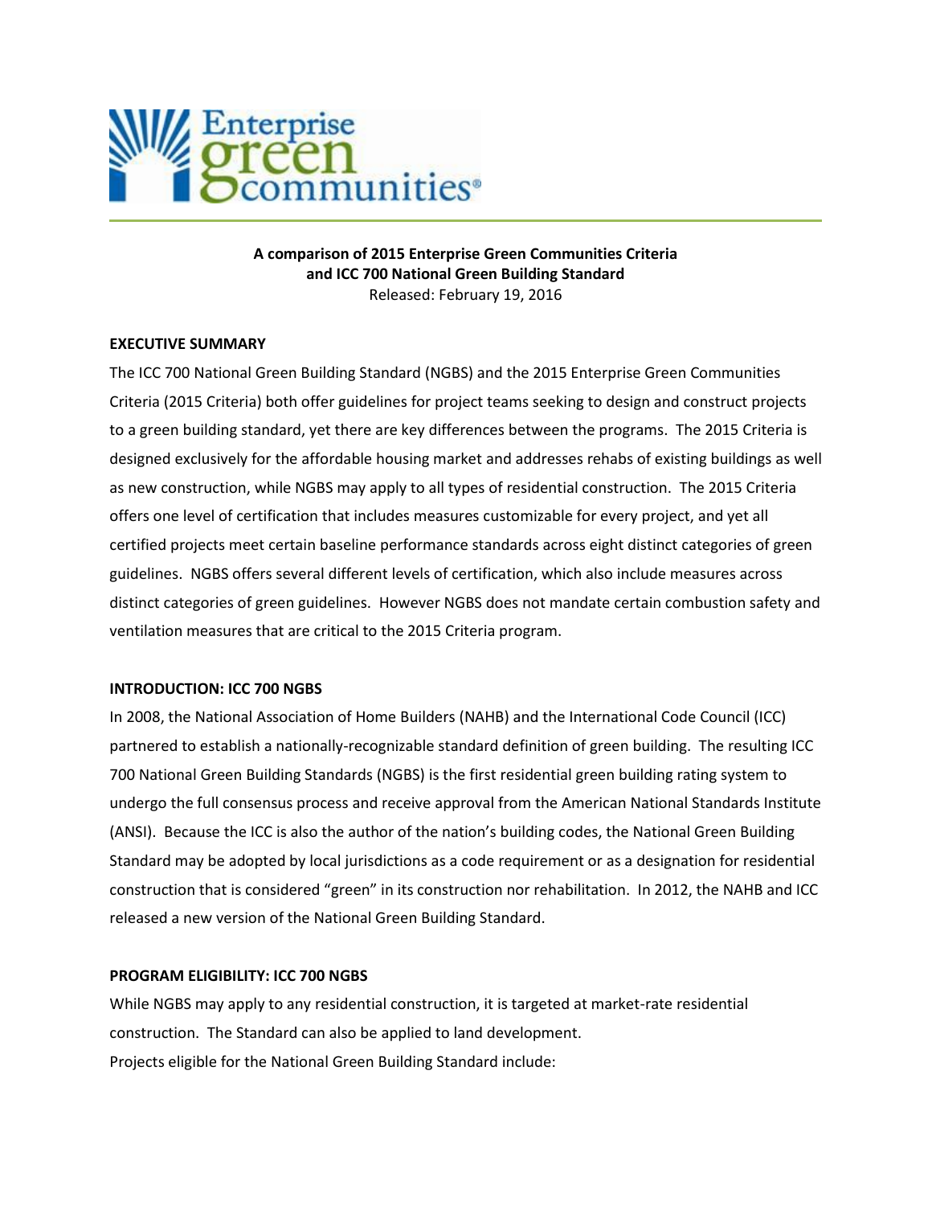**A comparison of 2015 Enterprise Green Communities Criteria and ICC 700 National Green Building Standard**

Released: February 19, 2016

## EXECUTIVE SUMMARY

The ICC 700 National Green Building Standard (NGBS) and the 2015 Enterprise Green Communities Criteria (2015 Criteria) both offer guidelines for project teams seeking to design and construct projects to a green building standard, yet there are key differences between the programs. The 2015 Criteria is designed exclusively for the affordable housing market and addresses rehabs of existing buildings as well as new construction, while NGBS may apply to all types of residential construction. The 2015 Criteria offers one level of certification that includes measures customizable for every project, and yet all certified projects meet certain baseline performance standards across eight distinct categories of green guidelines. NGBS offers several different levels of certification, which also include measures across distinct categories of green guidelines. However NGBS does not mandate certain combustion safety and ventilation measures that are critical to the 2015 Criteria program.

## INTRODUCTION: ICC 700 NGBS

In 2008, the National Association of Home Builders (NAHB) and the International Code Council (ICC) partnered to establish a nationally-recognizable standard definition of green building. The resulting ICC 700 National Green Building Standards (NGBS) is the first residential green building rating system to undergo the full consensus process and receive approval from the American National Standards Institute (ANSI). Because the ICC is also the author of the nation's building codes, the National Green Building Standard may be adopted by local jurisdictions as a code requirement or as a designation for residential construction that is considered "green" in its construction nor rehabilitation. In 2012, the NAHB and ICC released a new version of the National Green Building Standard.

## PROGRAM ELIGIBILITY: ICC 700 NGBS

While NGBS may apply to any residential construction, it is targeted at market-rate residential construction. The Standard can also be applied to land development.

Projects eligible for the National Green Building Standard include: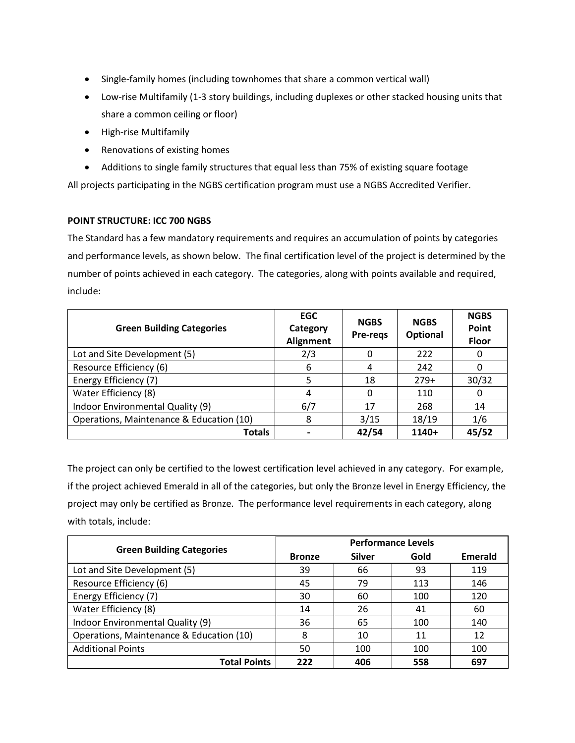- Single-family homes (including townhomes that share a common vertical wall)
- Low-rise Multifamily (1-3 story buildings, including duplexes or other stacked housing units that share a common ceiling or floor)
- High-rise Multifamily
- Renovations of existing homes
- Additions to single family structures that equal less than 75% of existing square footage

All projects participating in the NGBS certification program must use a NGBS Accredited Verifier.

**POINT STRUCTURE: ICC 700 NGBS**

The Standard has a few mandatory requirements and requires an accumulation of points by categories and performance levels, as shown below. The final certification level of the project is determined by the number of points achieved in each category. The categories, along with points available and required, include:

| Green Building Categories | EGC Category Alignment | NGBS Pre-reqs | NGBS Optional | NGBS Point Floor |
|---|---|---|---|---|
| Lot and Site Development (5) | 2/3 | 0 | 222 | 0 |
| Resource Efficiency (6) | 6 | 4 | 242 | 0 |
| Energy Efficiency (7) | 5 | 18 | 279+ | 30/32 |
| Water Efficiency (8) | 4 | 0 | 110 | 0 |
| Indoor Environmental Quality (9) | 6/7 | 17 | 268 | 14 |
| Operations, Maintenance & Education (10) | 8 | 3/15 | 18/19 | 1/6 |
| **Totals** | - | **42/54** | **1140+** | **45/52** |

The project can only be certified to the lowest certification level achieved in any category. For example, if the project achieved Emerald in all of the categories, but only the Bronze level in Energy Efficiency, the project may only be certified as Bronze. The performance level requirements in each category, along with totals, include:

| Green Building Categories | Performance Levels | | | |
|---|---|---|---|---|
| | Bronze | Silver | Gold | Emerald |
| Lot and Site Development (5) | 39 | 66 | 93 | 119 |
| Resource Efficiency (6) | 45 | 79 | 113 | 146 |
| Energy Efficiency (7) | 30 | 60 | 100 | 120 |
| Water Efficiency (8) | 14 | 26 | 41 | 60 |
| Indoor Environmental Quality (9) | 36 | 65 | 100 | 140 |
| Operations, Maintenance & Education (10) | 8 | 10 | 11 | 12 |
| Additional Points | 50 | 100 | 100 | 100 |
| **Total Points** | **222** | **406** | **558** | **697** |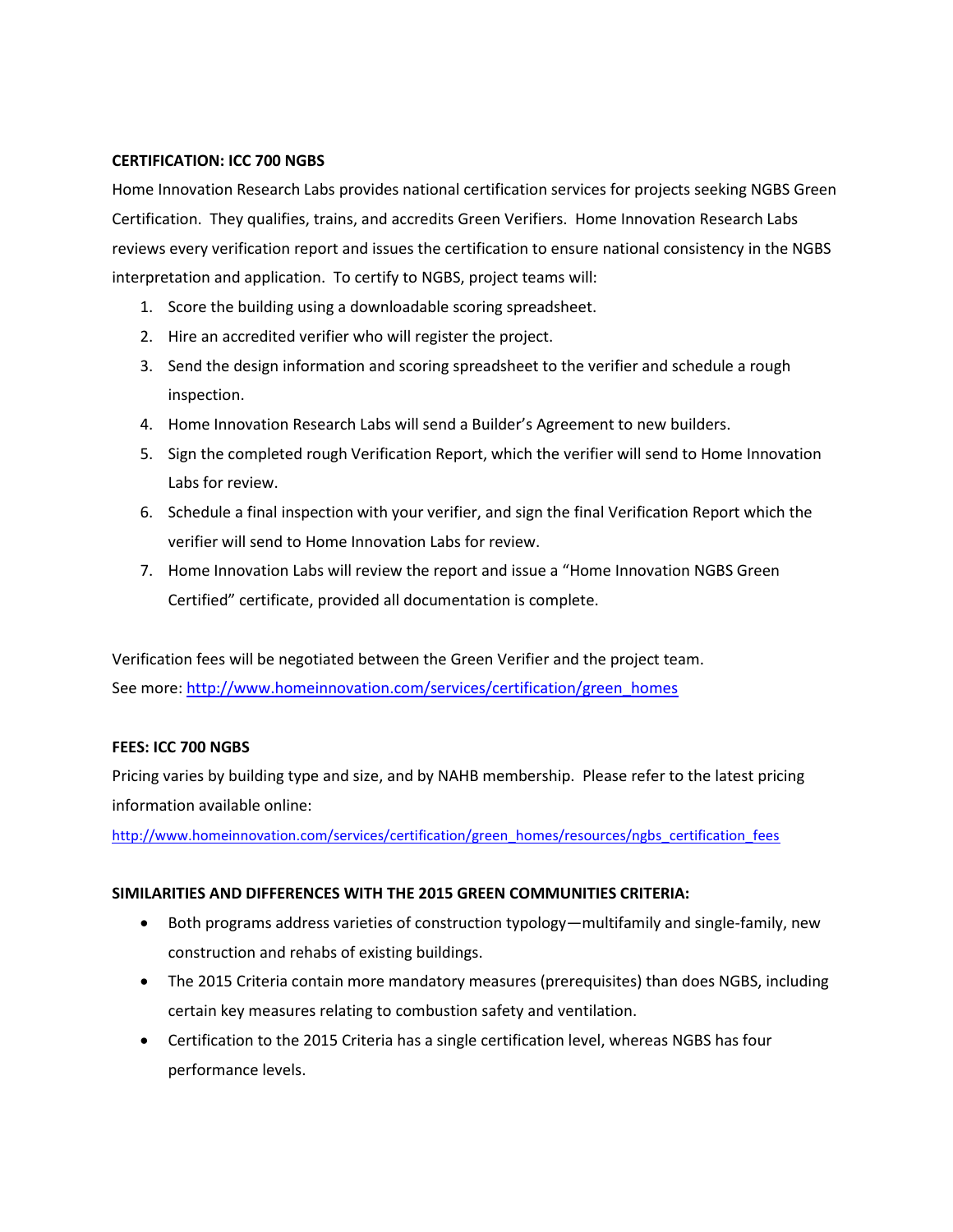**CERTIFICATION: ICC 700 NGBS**

Home Innovation Research Labs provides national certification services for projects seeking NGBS Green Certification. They qualifies, trains, and accredits Green Verifiers. Home Innovation Research Labs reviews every verification report and issues the certification to ensure national consistency in the NGBS interpretation and application. To certify to NGBS, project teams will:

1. Score the building using a downloadable scoring spreadsheet.
2. Hire an accredited verifier who will register the project.
3. Send the design information and scoring spreadsheet to the verifier and schedule a rough inspection.
4. Home Innovation Research Labs will send a Builder's Agreement to new builders.
5. Sign the completed rough Verification Report, which the verifier will send to Home Innovation Labs for review.
6. Schedule a final inspection with your verifier, and sign the final Verification Report which the verifier will send to Home Innovation Labs for review.
7. Home Innovation Labs will review the report and issue a "Home Innovation NGBS Green Certified" certificate, provided all documentation is complete.

Verification fees will be negotiated between the Green Verifier and the project team.
See more: http://www.homeinnovation.com/services/certification/green_homes

**FEES: ICC 700 NGBS**

Pricing varies by building type and size, and by NAHB membership. Please refer to the latest pricing information available online:

http://www.homeinnovation.com/services/certification/green_homes/resources/ngbs_certification_fees

**SIMILARITIES AND DIFFERENCES WITH THE 2015 GREEN COMMUNITIES CRITERIA:**

- Both programs address varieties of construction typology—multifamily and single-family, new construction and rehabs of existing buildings.
- The 2015 Criteria contain more mandatory measures (prerequisites) than does NGBS, including certain key measures relating to combustion safety and ventilation.
- Certification to the 2015 Criteria has a single certification level, whereas NGBS has four performance levels.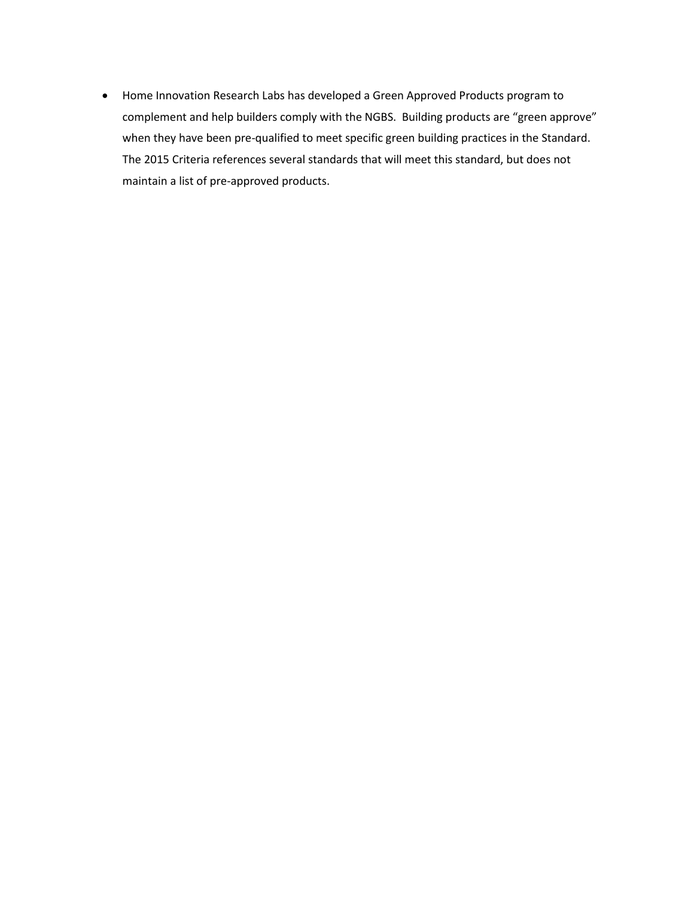- Home Innovation Research Labs has developed a Green Approved Products program to complement and help builders comply with the NGBS. Building products are "green approve" when they have been pre-qualified to meet specific green building practices in the Standard. The 2015 Criteria references several standards that will meet this standard, but does not maintain a list of pre-approved products.